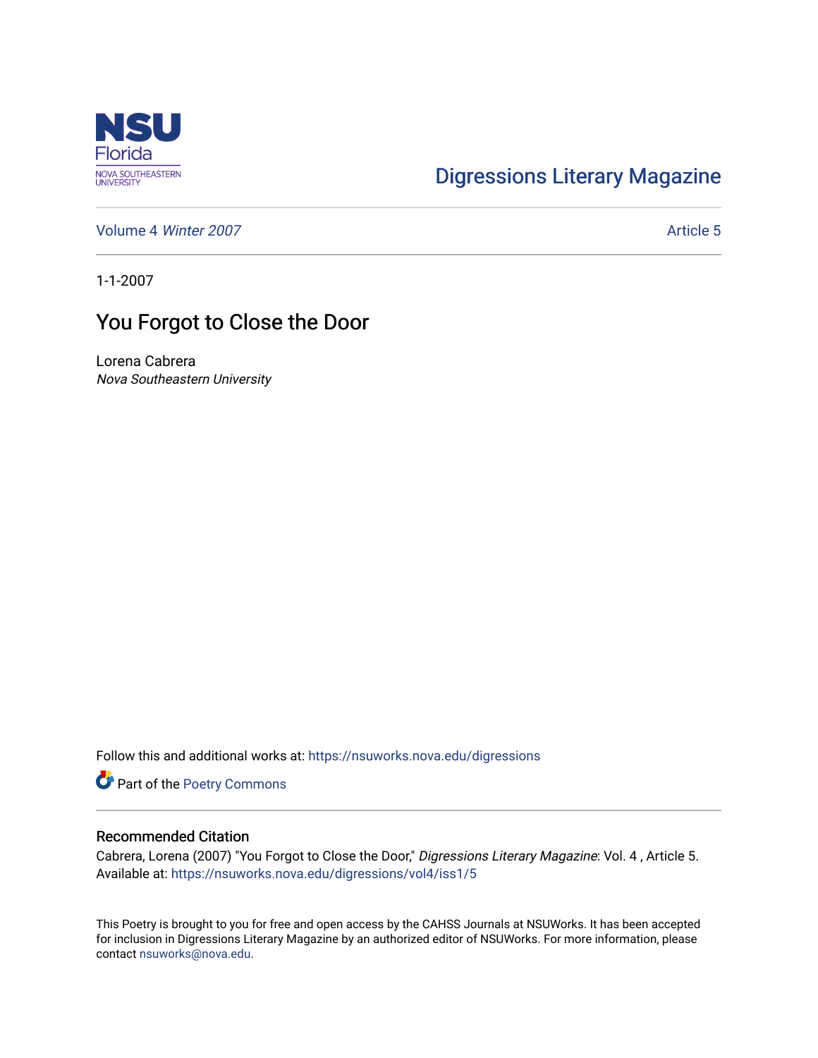Digressions Literary Magazine

Volume 4 *Winter 2007* Article 5

1-1-2007

# You Forgot to Close the Door

Lorena Cabrera
*Nova Southeastern University*

Follow this and additional works at: https://nsuworks.nova.edu/digressions

Part of the Poetry Commons

## Recommended Citation

Cabrera, Lorena (2007) "You Forgot to Close the Door," *Digressions Literary Magazine*: Vol. 4 , Article 5.
Available at: https://nsuworks.nova.edu/digressions/vol4/iss1/5

This Poetry is brought to you for free and open access by the CAHSS Journals at NSUWorks. It has been accepted for inclusion in Digressions Literary Magazine by an authorized editor of NSUWorks. For more information, please contact nsuworks@nova.edu.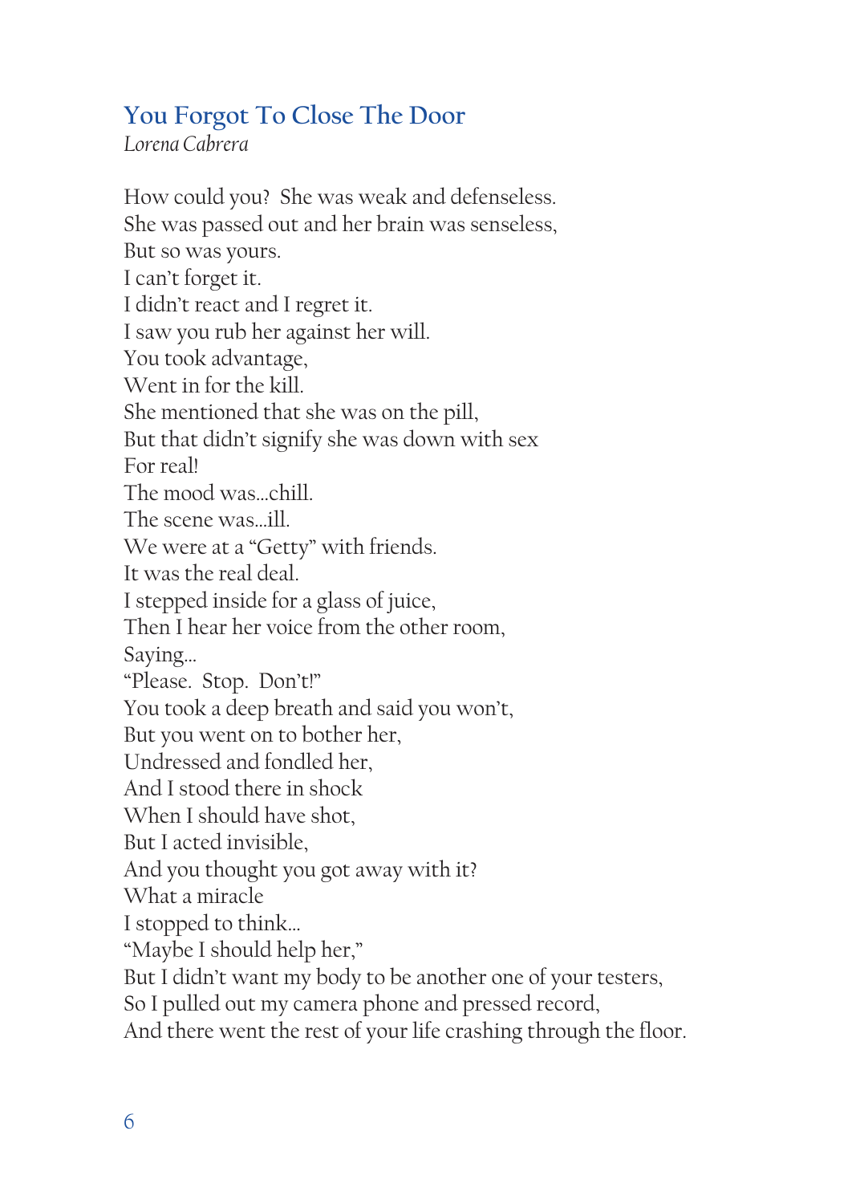## You Forgot To Close The Door

*Lorena Cabrera*

How could you? She was weak and defenseless.  
She was passed out and her brain was senseless,  
But so was yours.  
I can't forget it.  
I didn't react and I regret it.  
I saw you rub her against her will.  
You took advantage,  
Went in for the kill.  
She mentioned that she was on the pill,  
But that didn't signify she was down with sex  
For real!  
The mood was…chill.  
The scene was…ill.  
We were at a "Getty" with friends.  
It was the real deal.  
I stepped inside for a glass of juice,  
Then I hear her voice from the other room,  
Saying…  
"Please. Stop. Don't!"  
You took a deep breath and said you won't,  
But you went on to bother her,  
Undressed and fondled her,  
And I stood there in shock  
When I should have shot,  
But I acted invisible,  
And you thought you got away with it?  
What a miracle  
I stopped to think…  
"Maybe I should help her,"  
But I didn't want my body to be another one of your testers,  
So I pulled out my camera phone and pressed record,  
And there went the rest of your life crashing through the floor.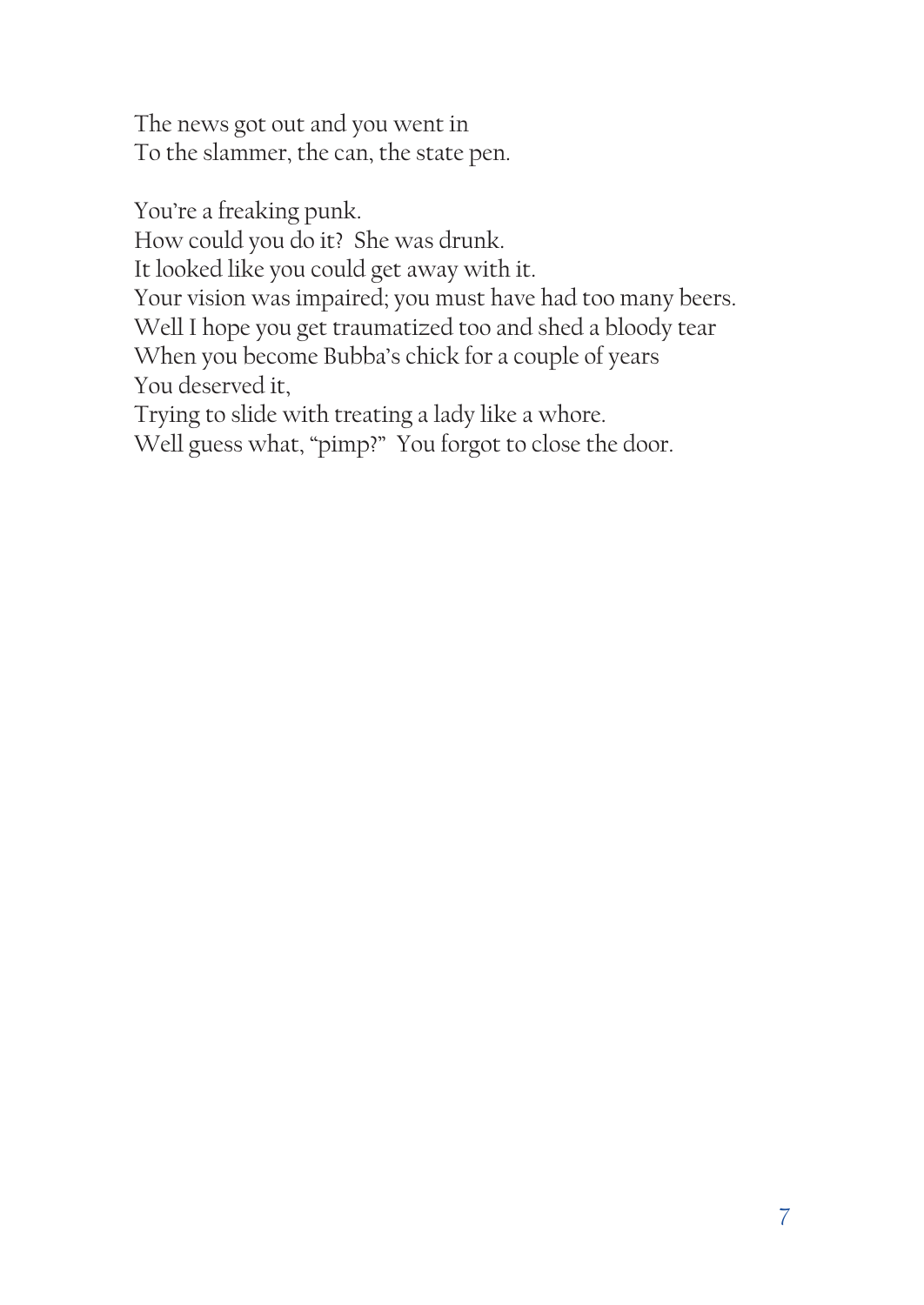The news got out and you went in
To the slammer, the can, the state pen.

You're a freaking punk.
How could you do it? She was drunk.
It looked like you could get away with it.
Your vision was impaired; you must have had too many beers.
Well I hope you get traumatized too and shed a bloody tear
When you become Bubba's chick for a couple of years
You deserved it,
Trying to slide with treating a lady like a whore.
Well guess what, "pimp?" You forgot to close the door.